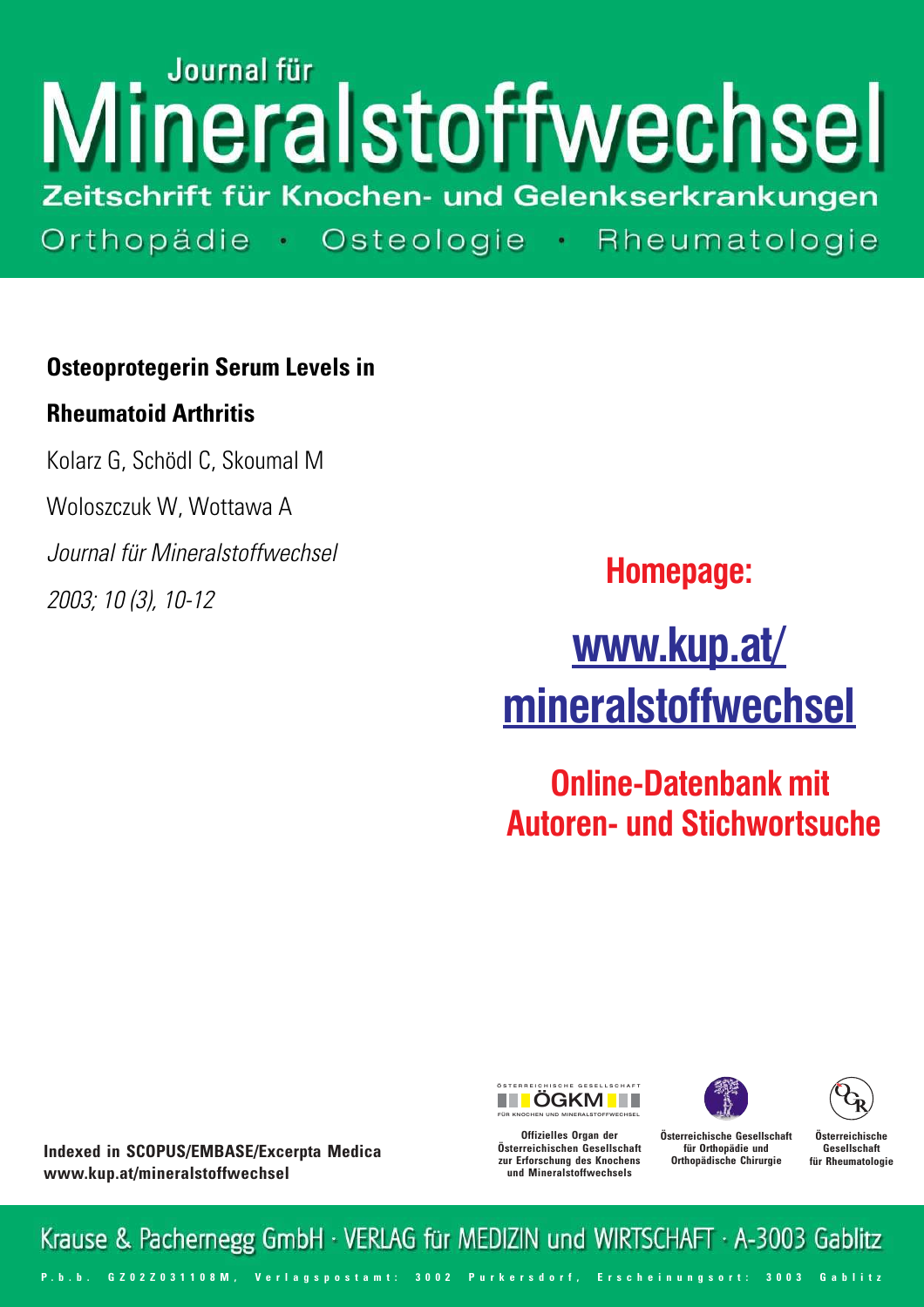# Journal für Mineralstoffwechsel

**Zeitschrift für Knochen- und Gelenkserkrankungen**

Orthopädie · Osteologie · Rheumatologie

**Osteoprotegerin Serum Levels in Rheumatoid Arthritis**

Kolarz G, Schödl C, Skoumal M

Woloszczuk W, Wottawa A

*Journal für Mineralstoffwechsel*

*2003; 10 (3), 10-12*

**Homepage:**

**www.kup.at/mineralstoffwechsel**

**Online-Datenbank mit Autoren- und Stichwortsuche**

**Indexed in SCOPUS/EMBASE/Excerpta Medica**
**www.kup.at/mineralstoffwechsel**

ÖSTERREICHISCHE GESELLSCHAFT ÖGKM FÜR KNOCHEN UND MINERALSTOFFWECHSEL

Offizielles Organ der Österreichischen Gesellschaft zur Erforschung des Knochens und Mineralstoffwechsels

Österreichische Gesellschaft für Orthopädie und Orthopädische Chirurgie

Österreichische Gesellschaft für Rheumatologie

Krause & Pachernegg GmbH · VERLAG für MEDIZIN und WIRTSCHAFT · A-3003 Gablitz

P.b.b. GZ02Z031108M, Verlagspostamt: 3002 Purkersdorf, Erscheinungsort: 3003 Gablitz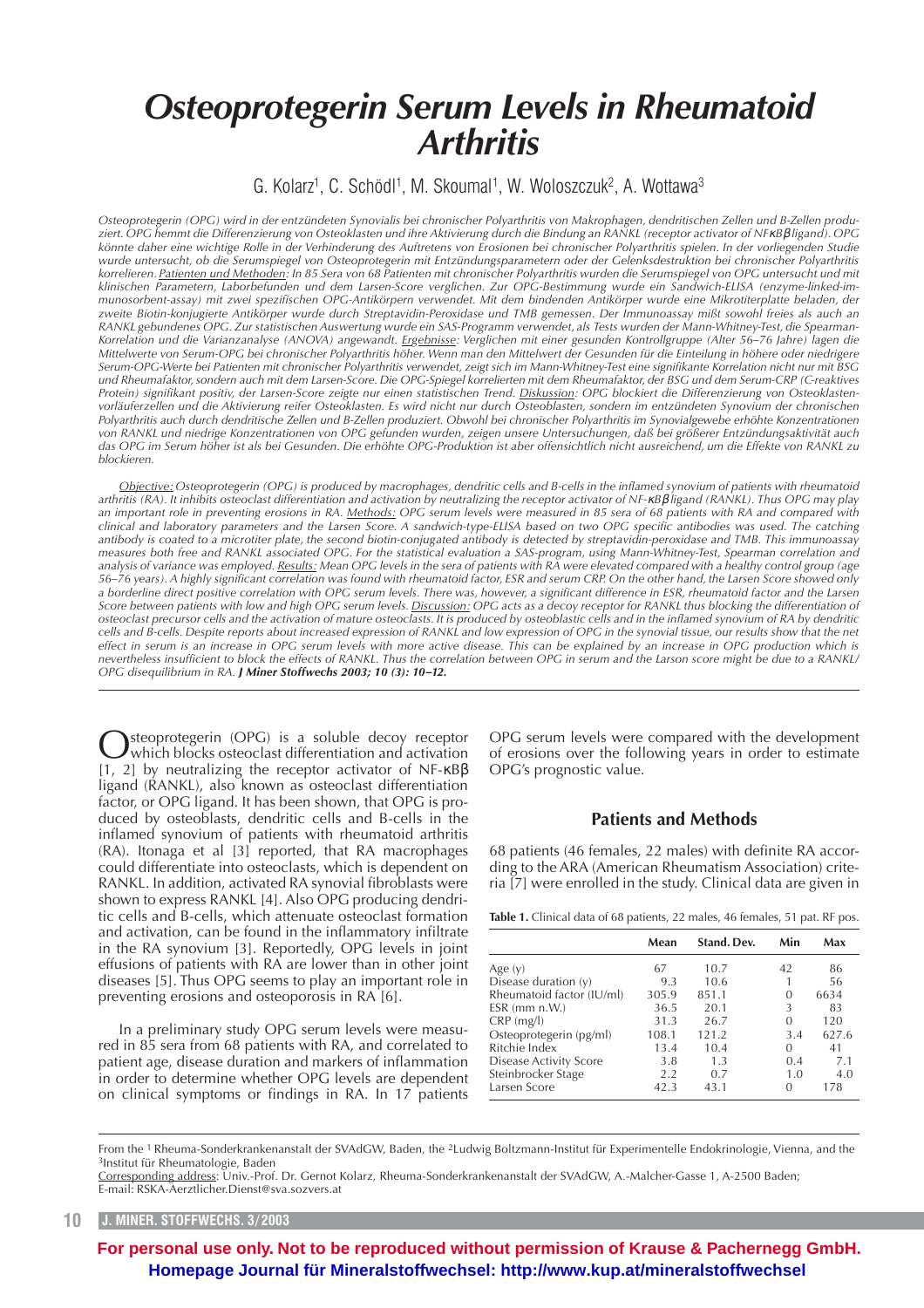# Osteoprotegerin Serum Levels in Rheumatoid Arthritis

G. Kolarz[1], C. Schödl[1], M. Skoumal[1], W. Woloszczuk[2], A. Wottawa[3]

*Osteoprotegerin (OPG) wird in der entzündeten Synovialis bei chronischer Polyarthritis von Makrophagen, dendritischen Zellen und B-Zellen produziert. OPG hemmt die Differenzierung von Osteoklasten und ihre Aktivierung durch die Bindung an RANKL (receptor activator of NFκBβ ligand). OPG könnte daher eine wichtige Rolle in der Verhinderung des Auftretens von Erosionen bei chronischer Polyarthritis spielen. In der vorliegenden Studie wurde untersucht, ob die Serumspiegel von Osteoprotegerin mit Entzündungsparametern oder der Gelenksdestruktion bei chronischer Polyarthritis korrelieren. Patienten und Methoden: In 85 Sera von 68 Patienten mit chronischer Polyarthritis wurden die Serumspiegel von OPG untersucht und mit klinischen Parametern, Laborbefunden und dem Larsen-Score verglichen. Zur OPG-Bestimmung wurde ein Sandwich-ELISA (enzyme-linked-immunosorbent-assay) mit zwei spezifischen OPG-Antikörpern verwendet. Mit dem bindenden Antikörper wurde eine Mikrotiterplatte beladen, der zweite Biotin-konjugierte Antikörper wurde durch Streptavidin-Peroxidase und TMB gemessen. Der Immunoassay mißt sowohl freies als auch an RANKL gebundenes OPG. Zur statistischen Auswertung wurde ein SAS-Programm verwendet, als Tests wurden der Mann-Whitney-Test, die Spearman-Korrelation und die Varianzanalyse (ANOVA) angewandt. Ergebnisse: Verglichen mit einer gesunden Kontrollgruppe (Alter 56–76 Jahre) lagen die Mittelwerte von Serum-OPG bei chronischer Polyarthritis höher. Wenn man den Mittelwert der Gesunden für die Einteilung in höhere oder niedrigere Serum-OPG-Werte bei Patienten mit chronischer Polyarthritis verwendet, zeigt sich im Mann-Whitney-Test eine signifikante Korrelation nicht nur mit BSG und Rheumafaktor, sondern auch mit dem Larsen-Score. Die OPG-Spiegel korrelierten mit dem Rheumafaktor, der BSG und dem Serum-CRP (C-reaktives Protein) signifikant positiv, der Larsen-Score zeigte nur einen statistischen Trend. Diskussion: OPG blockiert die Differenzierung von Osteoklastenvorläuferzellen und die Aktivierung reifer Osteoklasten. Es wird nicht nur durch Osteoblasten, sondern im entzündeten Synovium der chronischen Polyarthritis auch durch dendritische Zellen und B-Zellen produziert. Obwohl bei chronischer Polyarthritis im Synovialgewebe erhöhte Konzentrationen von RANKL und niedrige Konzentrationen von OPG gefunden wurden, zeigen unsere Untersuchungen, daß bei größerer Entzündungsaktivität auch das OPG im Serum höher ist als bei Gesunden. Die erhöhte OPG-Produktion ist aber offensichtlich nicht ausreichend, um die Effekte von RANKL zu blockieren.*

*Objective: Osteoprotegerin (OPG) is produced by macrophages, dendritic cells and B-cells in the inflamed synovium of patients with rheumatoid arthritis (RA). It inhibits osteoclast differentiation and activation by neutralizing the receptor activator of NF-κBβ ligand (RANKL). Thus OPG may play an important role in preventing erosions in RA. Methods: OPG serum levels were measured in 85 sera of 68 patients with RA and compared with clinical and laboratory parameters and the Larsen Score. A sandwich-type-ELISA based on two OPG specific antibodies was used. The catching antibody is coated to a microtiter plate, the second biotin-conjugated antibody is detected by streptavidin-peroxidase and TMB. This immunoassay measures both free and RANKL associated OPG. For the statistical evaluation a SAS-program, using Mann-Whitney-Test, Spearman correlation and analysis of variance was employed. Results: Mean OPG levels in the sera of patients with RA were elevated compared with a healthy control group (age 56–76 years). A highly significant correlation was found with rheumatoid factor, ESR and serum CRP. On the other hand, the Larsen Score showed only a borderline direct positive correlation with OPG serum levels. There was, however, a significant difference in ESR, rheumatoid factor and the Larsen Score between patients with low and high OPG serum levels. Discussion: OPG acts as a decoy receptor for RANKL thus blocking the differentiation of osteoclast precursor cells and the activation of mature osteoclasts. It is produced by osteoblastic cells and in the inflamed synovium of RA by dendritic cells and B-cells. Despite reports about increased expression of RANKL and low expression of OPG in the synovial tissue, our results show that the net effect in serum is an increase in OPG serum levels with more active disease. This can be explained by an increase in OPG production which is nevertheless insufficient to block the effects of RANKL. Thus the correlation between OPG in serum and the Larson score might be due to a RANKL/OPG disequilibrium in RA.* ***J Miner Stoffwechs 2003; 10 (3): 10–12.***

Osteoprotegerin (OPG) is a soluble decoy receptor which blocks osteoclast differentiation and activation [1, 2] by neutralizing the receptor activator of NF-κBβ ligand (RANKL), also known as osteoclast differentiation factor, or OPG ligand. It has been shown, that OPG is produced by osteoblasts, dendritic cells and B-cells in the inflamed synovium of patients with rheumatoid arthritis (RA). Itonaga et al [3] reported, that RA macrophages could differentiate into osteoclasts, which is dependent on RANKL. In addition, activated RA synovial fibroblasts were shown to express RANKL [4]. Also OPG producing dendritic cells and B-cells, which attenuate osteoclast formation and activation, can be found in the inflammatory infiltrate in the RA synovium [3]. Reportedly, OPG levels in joint effusions of patients with RA are lower than in other joint diseases [5]. Thus OPG seems to play an important role in preventing erosions and osteoporosis in RA [6].

In a preliminary study OPG serum levels were measured in 85 sera from 68 patients with RA, and correlated to patient age, disease duration and markers of inflammation in order to determine whether OPG levels are dependent on clinical symptoms or findings in RA. In 17 patients OPG serum levels were compared with the development of erosions over the following years in order to estimate OPG's prognostic value.

## Patients and Methods

68 patients (46 females, 22 males) with definite RA according to the ARA (American Rheumatism Association) criteria [7] were enrolled in the study. Clinical data are given in

**Table 1.** Clinical data of 68 patients, 22 males, 46 females, 51 pat. RF pos.

| | Mean | Stand. Dev. | Min | Max |
|---|---|---|---|---|
| Age (y) | 67 | 10.7 | 42 | 86 |
| Disease duration (y) | 9.3 | 10.6 | 1 | 56 |
| Rheumatoid factor (IU/ml) | 305.9 | 851.1 | 0 | 6634 |
| ESR (mm n.W.) | 36.5 | 20.1 | 3 | 83 |
| CRP (mg/l) | 31.3 | 26.7 | 0 | 120 |
| Osteoprotegerin (pg/ml) | 108.1 | 121.2 | 3.4 | 627.6 |
| Ritchie Index | 13.4 | 10.4 | 0 | 41 |
| Disease Activity Score | 3.8 | 1.3 | 0.4 | 7.1 |
| Steinbrocker Stage | 2.2 | 0.7 | 1.0 | 4.0 |
| Larsen Score | 42.3 | 43.1 | 0 | 178 |

From the [1] Rheuma-Sonderkrankenanstalt der SVAdGW, Baden, the [2]Ludwig Boltzmann-Institut für Experimentelle Endokrinologie, Vienna, and the [3]Institut für Rheumatologie, Baden

Corresponding address: Univ.-Prof. Dr. Gernot Kolarz, Rheuma-Sonderkrankenanstalt der SVAdGW, A.-Malcher-Gasse 1, A-2500 Baden; E-mail: RSKA-Aerztlicher.Dienst@sva.sozvers.at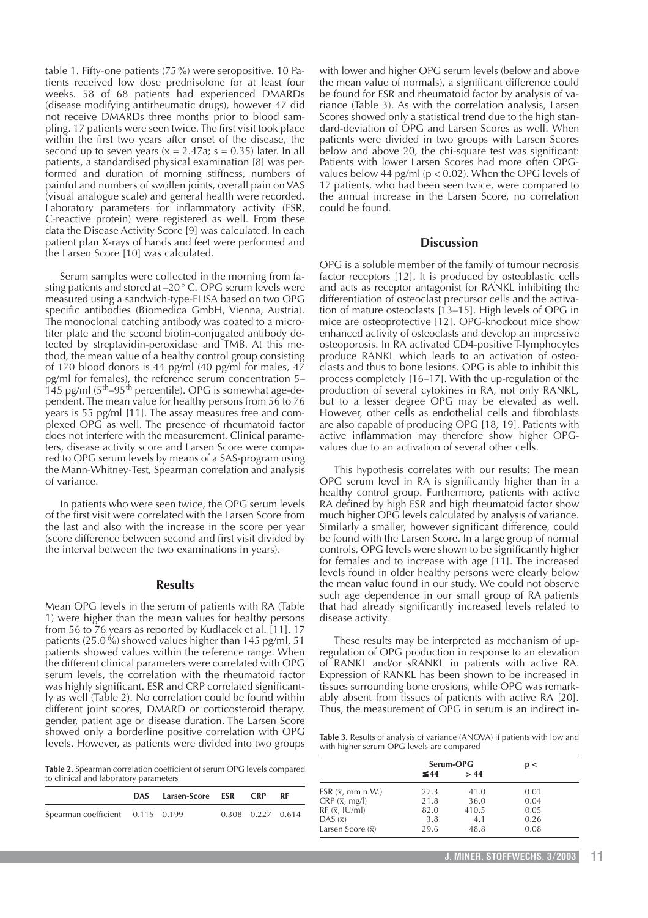table 1. Fifty-one patients (75 %) were seropositive. 10 Patients received low dose prednisolone for at least four weeks. 58 of 68 patients had experienced DMARDs (disease modifying antirheumatic drugs), however 47 did not receive DMARDs three months prior to blood sampling. 17 patients were seen twice. The first visit took place within the first two years after onset of the disease, the second up to seven years ($x = 2.47a$; $s = 0.35$) later. In all patients, a standardised physical examination [8] was performed and duration of morning stiffness, numbers of painful and numbers of swollen joints, overall pain on VAS (visual analogue scale) and general health were recorded. Laboratory parameters for inflammatory activity (ESR, C-reactive protein) were registered as well. From these data the Disease Activity Score [9] was calculated. In each patient plan X-rays of hands and feet were performed and the Larsen Score [10] was calculated.

Serum samples were collected in the morning from fasting patients and stored at –20° C. OPG serum levels were measured using a sandwich-type-ELISA based on two OPG specific antibodies (Biomedica GmbH, Vienna, Austria). The monoclonal catching antibody was coated to a microtiter plate and the second biotin-conjugated antibody detected by streptavidin-peroxidase and TMB. At this method, the mean value of a healthy control group consisting of 170 blood donors is 44 pg/ml (40 pg/ml for males, 47 pg/ml for females), the reference serum concentration 5–145 pg/ml (5th–95th percentile). OPG is somewhat age-dependent. The mean value for healthy persons from 56 to 76 years is 55 pg/ml [11]. The assay measures free and complexed OPG as well. The presence of rheumatoid factor does not interfere with the measurement. Clinical parameters, disease activity score and Larsen Score were compared to OPG serum levels by means of a SAS-program using the Mann-Whitney-Test, Spearman correlation and analysis of variance.

In patients who were seen twice, the OPG serum levels of the first visit were correlated with the Larsen Score from the last and also with the increase in the score per year (score difference between second and first visit divided by the interval between the two examinations in years).

## Results

Mean OPG levels in the serum of patients with RA (Table 1) were higher than the mean values for healthy persons from 56 to 76 years as reported by Kudlacek et al. [11]. 17 patients (25.0 %) showed values higher than 145 pg/ml, 51 patients showed values within the reference range. When the different clinical parameters were correlated with OPG serum levels, the correlation with the rheumatoid factor was highly significant. ESR and CRP correlated significantly as well (Table 2). No correlation could be found within different joint scores, DMARD or corticosteroid therapy, gender, patient age or disease duration. The Larsen Score showed only a borderline positive correlation with OPG levels. However, as patients were divided into two groups with lower and higher OPG serum levels (below and above the mean value of normals), a significant difference could be found for ESR and rheumatoid factor by analysis of variance (Table 3). As with the correlation analysis, Larsen Scores showed only a statistical trend due to the high standard-deviation of OPG and Larsen Scores as well. When patients were divided in two groups with Larsen Scores below and above 20, the chi-square test was significant: Patients with lower Larsen Scores had more often OPG-values below 44 pg/ml ($p < 0.02$). When the OPG levels of 17 patients, who had been seen twice, were compared to the annual increase in the Larsen Score, no correlation could be found.

**Table 2.** Spearman correlation coefficient of serum OPG levels compared to clinical and laboratory parameters

| | DAS | Larsen-Score | ESR | CRP | RF |
|---|---|---|---|---|---|
| Spearman coefficient | 0.115 | 0.199 | 0.308 | 0.227 | 0.614 |

## Discussion

OPG is a soluble member of the family of tumour necrosis factor receptors [12]. It is produced by osteoblastic cells and acts as receptor antagonist for RANKL inhibiting the differentiation of osteoclast precursor cells and the activation of mature osteoclasts [13–15]. High levels of OPG in mice are osteoprotective [12]. OPG-knockout mice show enhanced activity of osteoclasts and develop an impressive osteoporosis. In RA activated CD4-positive T-lymphocytes produce RANKL which leads to an activation of osteoclasts and thus to bone lesions. OPG is able to inhibit this process completely [16–17]. With the up-regulation of the production of several cytokines in RA, not only RANKL, but to a lesser degree OPG may be elevated as well. However, other cells as endothelial cells and fibroblasts are also capable of producing OPG [18, 19]. Patients with active inflammation may therefore show higher OPG-values due to an activation of several other cells.

This hypothesis correlates with our results: The mean OPG serum level in RA is significantly higher than in a healthy control group. Furthermore, patients with active RA defined by high ESR and high rheumatoid factor show much higher OPG levels calculated by analysis of variance. Similarly a smaller, however significant difference, could be found with the Larsen Score. In a large group of normal controls, OPG levels were shown to be significantly higher for females and to increase with age [11]. The increased levels found in older healthy persons were clearly below the mean value found in our study. We could not observe such age dependence in our small group of RA patients that had already significantly increased levels related to disease activity.

These results may be interpreted as mechanism of up-regulation of OPG production in response to an elevation of RANKL and/or sRANKL in patients with active RA. Expression of RANKL has been shown to be increased in tissues surrounding bone erosions, while OPG was remarkably absent from tissues of patients with active RA [20]. Thus, the measurement of OPG in serum is an indirect in-

**Table 3.** Results of analysis of variance (ANOVA) if patients with low and with higher serum OPG levels are compared

| | Serum-OPG | | p < |
|---|---|---|---|
| | ≤ 44 | > 44 | |
| ESR ($\bar{x}$, mm n.W.) | 27.3 | 41.0 | 0.01 |
| CRP ($\bar{x}$, mg/l) | 21.8 | 36.0 | 0.04 |
| RF ($\bar{x}$, IU/ml) | 82.0 | 410.5 | 0.05 |
| DAS ($\bar{x}$) | 3.8 | 4.1 | 0.26 |
| Larsen Score ($\bar{x}$) | 29.6 | 48.8 | 0.08 |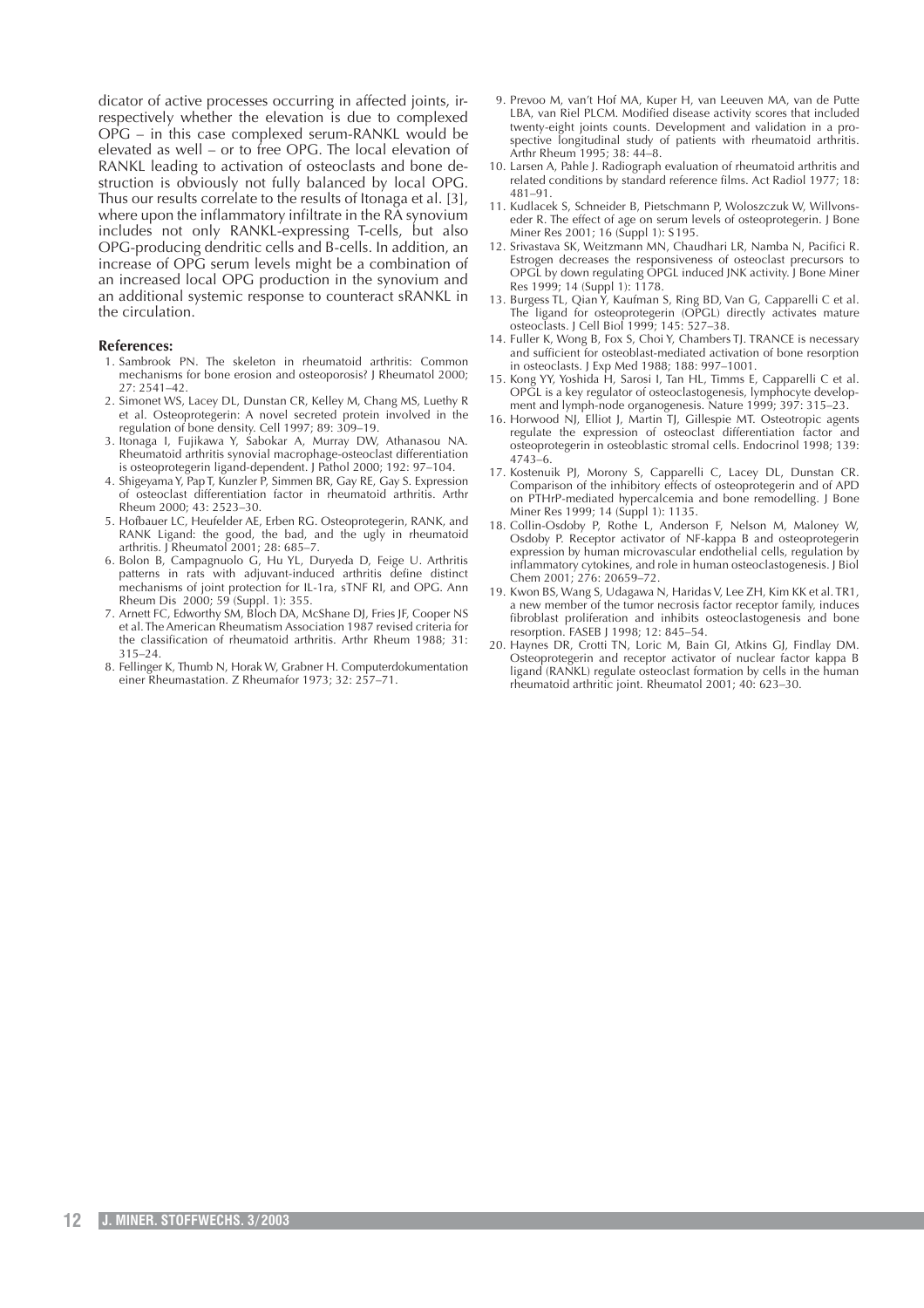dicator of active processes occurring in affected joints, irrespectively whether the elevation is due to complexed OPG – in this case complexed serum-RANKL would be elevated as well – or to free OPG. The local elevation of RANKL leading to activation of osteoclasts and bone destruction is obviously not fully balanced by local OPG. Thus our results correlate to the results of Itonaga et al. [3], where upon the inflammatory infiltrate in the RA synovium includes not only RANKL-expressing T-cells, but also OPG-producing dendritic cells and B-cells. In addition, an increase of OPG serum levels might be a combination of an increased local OPG production in the synovium and an additional systemic response to counteract sRANKL in the circulation.

**References:**

1. Sambrook PN. The skeleton in rheumatoid arthritis: Common mechanisms for bone erosion and osteoporosis? J Rheumatol 2000; 27: 2541–42.
2. Simonet WS, Lacey DL, Dunstan CR, Kelley M, Chang MS, Luethy R et al. Osteoprotegerin: A novel secreted protein involved in the regulation of bone density. Cell 1997; 89: 309–19.
3. Itonaga I, Fujikawa Y, Sabokar A, Murray DW, Athanasou NA. Rheumatoid arthritis synovial macrophage-osteoclast differentiation is osteoprotegerin ligand-dependent. J Pathol 2000; 192: 97–104.
4. Shigeyama Y, Pap T, Kunzler P, Simmen BR, Gay RE, Gay S. Expression of osteoclast differentiation factor in rheumatoid arthritis. Arthr Rheum 2000; 43: 2523–30.
5. Hofbauer LC, Heufelder AE, Erben RG. Osteoprotegerin, RANK, and RANK Ligand: the good, the bad, and the ugly in rheumatoid arthritis. J Rheumatol 2001; 28: 685–7.
6. Bolon B, Campagnuolo G, Hu YL, Duryeda D, Feige U. Arthritis patterns in rats with adjuvant-induced arthritis define distinct mechanisms of joint protection for IL-1ra, sTNF RI, and OPG. Ann Rheum Dis 2000; 59 (Suppl. 1): 355.
7. Arnett FC, Edworthy SM, Bloch DA, McShane DJ, Fries JF, Cooper NS et al. The American Rheumatism Association 1987 revised criteria for the classification of rheumatoid arthritis. Arthr Rheum 1988; 31: 315–24.
8. Fellinger K, Thumb N, Horak W, Grabner H. Computerdokumentation einer Rheumastation. Z Rheumafor 1973; 32: 257–71.
9. Prevoo M, van't Hof MA, Kuper H, van Leeuven MA, van de Putte LBA, van Riel PLCM. Modified disease activity scores that included twenty-eight joints counts. Development and validation in a prospective longitudinal study of patients with rheumatoid arthritis. Arthr Rheum 1995; 38: 44–8.
10. Larsen A, Pahle J. Radiograph evaluation of rheumatoid arthritis and related conditions by standard reference films. Act Radiol 1977; 18: 481–91.
11. Kudlacek S, Schneider B, Pietschmann P, Woloszczuk W, Willvonseder R. The effect of age on serum levels of osteoprotegerin. J Bone Miner Res 2001; 16 (Suppl 1): S195.
12. Srivastava SK, Weitzmann MN, Chaudhari LR, Namba N, Pacifici R. Estrogen decreases the responsiveness of osteoclast precursors to OPGL by down regulating OPGL induced JNK activity. J Bone Miner Res 1999; 14 (Suppl 1): 1178.
13. Burgess TL, Qian Y, Kaufman S, Ring BD, Van G, Capparelli C et al. The ligand for osteoprotegerin (OPGL) directly activates mature osteoclasts. J Cell Biol 1999; 145: 527–38.
14. Fuller K, Wong B, Fox S, Choi Y, Chambers TJ. TRANCE is necessary and sufficient for osteoblast-mediated activation of bone resorption in osteoclasts. J Exp Med 1988; 188: 997–1001.
15. Kong YY, Yoshida H, Sarosi I, Tan HL, Timms E, Capparelli C et al. OPGL is a key regulator of osteoclastogenesis, lymphocyte development and lymph-node organogenesis. Nature 1999; 397: 315–23.
16. Horwood NJ, Elliot J, Martin TJ, Gillespie MT. Osteotropic agents regulate the expression of osteoclast differentiation factor and osteoprotegerin in osteoblastic stromal cells. Endocrinol 1998; 139: 4743–6.
17. Kostenuik PJ, Morony S, Capparelli C, Lacey DL, Dunstan CR. Comparison of the inhibitory effects of osteoprotegerin and of APD on PTHrP-mediated hypercalcemia and bone remodelling. J Bone Miner Res 1999; 14 (Suppl 1): 1135.
18. Collin-Osdoby P, Rothe L, Anderson F, Nelson M, Maloney W, Osdoby P. Receptor activator of NF-kappa B and osteoprotegerin expression by human microvascular endothelial cells, regulation by inflammatory cytokines, and role in human osteoclastogenesis. J Biol Chem 2001; 276: 20659–72.
19. Kwon BS, Wang S, Udagawa N, Haridas V, Lee ZH, Kim KK et al. TR1, a new member of the tumor necrosis factor receptor family, induces fibroblast proliferation and inhibits osteoclastogenesis and bone resorption. FASEB J 1998; 12: 845–54.
20. Haynes DR, Crotti TN, Loric M, Bain GI, Atkins GJ, Findlay DM. Osteoprotegerin and receptor activator of nuclear factor kappa B ligand (RANKL) regulate osteoclast formation by cells in the human rheumatoid arthritic joint. Rheumatol 2001; 40: 623–30.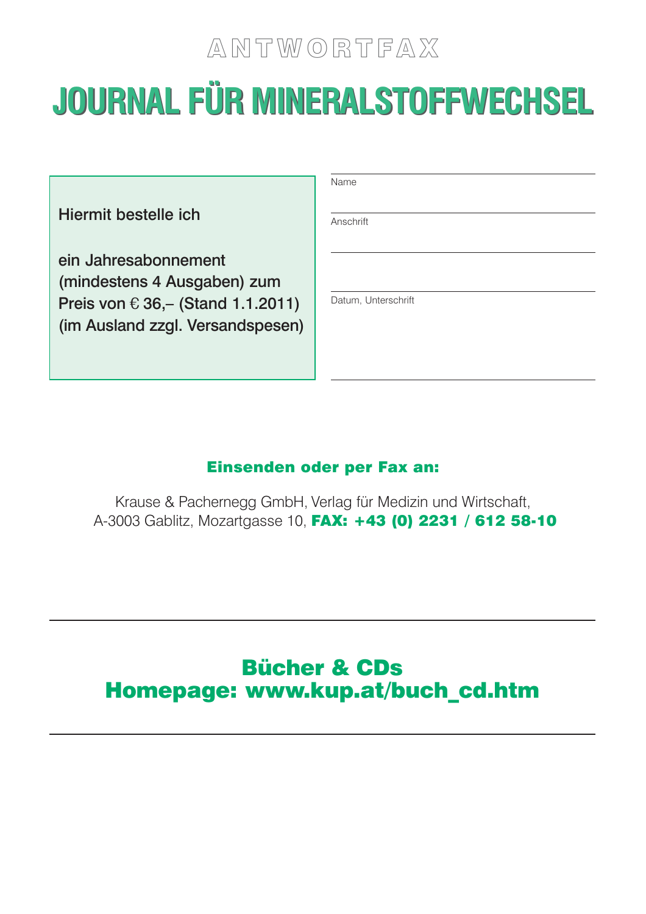# ANTWORTFAX

# JOURNAL FÜR MINERALSTOFFWECHSEL

Hiermit bestelle ich

ein Jahresabonnement (mindestens 4 Ausgaben) zum Preis von € 36,– (Stand 1.1.2011) (im Ausland zzgl. Versandspesen)

Name

Anschrift

Datum, Unterschrift

**Einsenden oder per Fax an:**

Krause & Pachernegg GmbH, Verlag für Medizin und Wirtschaft, A-3003 Gablitz, Mozartgasse 10, **FAX: +43 (0) 2231 / 612 58-10**

## Bücher & CDs
## Homepage: www.kup.at/buch_cd.htm